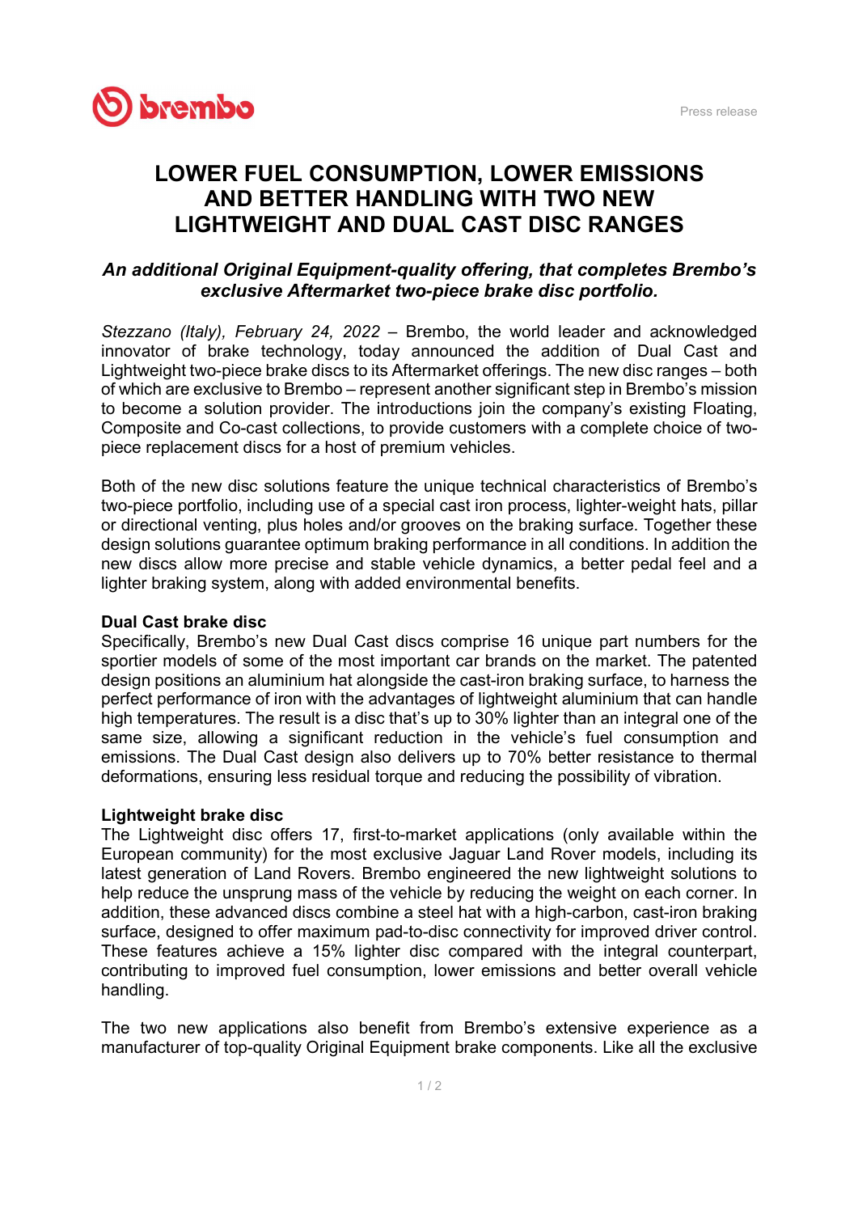Press release

# LOWER FUEL CONSUMPTION, LOWER EMISSIONS AND BETTER HANDLING WITH TWO NEW LIGHTWEIGHT AND DUAL CAST DISC RANGES

***An additional Original Equipment-quality offering, that completes Brembo's exclusive Aftermarket two-piece brake disc portfolio.***

*Stezzano (Italy), February 24, 2022* – Brembo, the world leader and acknowledged innovator of brake technology, today announced the addition of Dual Cast and Lightweight two-piece brake discs to its Aftermarket offerings. The new disc ranges – both of which are exclusive to Brembo – represent another significant step in Brembo's mission to become a solution provider. The introductions join the company's existing Floating, Composite and Co-cast collections, to provide customers with a complete choice of two-piece replacement discs for a host of premium vehicles.

Both of the new disc solutions feature the unique technical characteristics of Brembo's two-piece portfolio, including use of a special cast iron process, lighter-weight hats, pillar or directional venting, plus holes and/or grooves on the braking surface. Together these design solutions guarantee optimum braking performance in all conditions. In addition the new discs allow more precise and stable vehicle dynamics, a better pedal feel and a lighter braking system, along with added environmental benefits.

**Dual Cast brake disc**

Specifically, Brembo's new Dual Cast discs comprise 16 unique part numbers for the sportier models of some of the most important car brands on the market. The patented design positions an aluminium hat alongside the cast-iron braking surface, to harness the perfect performance of iron with the advantages of lightweight aluminium that can handle high temperatures. The result is a disc that's up to 30% lighter than an integral one of the same size, allowing a significant reduction in the vehicle's fuel consumption and emissions. The Dual Cast design also delivers up to 70% better resistance to thermal deformations, ensuring less residual torque and reducing the possibility of vibration.

**Lightweight brake disc**

The Lightweight disc offers 17, first-to-market applications (only available within the European community) for the most exclusive Jaguar Land Rover models, including its latest generation of Land Rovers. Brembo engineered the new lightweight solutions to help reduce the unsprung mass of the vehicle by reducing the weight on each corner. In addition, these advanced discs combine a steel hat with a high-carbon, cast-iron braking surface, designed to offer maximum pad-to-disc connectivity for improved driver control. These features achieve a 15% lighter disc compared with the integral counterpart, contributing to improved fuel consumption, lower emissions and better overall vehicle handling.

The two new applications also benefit from Brembo's extensive experience as a manufacturer of top-quality Original Equipment brake components. Like all the exclusive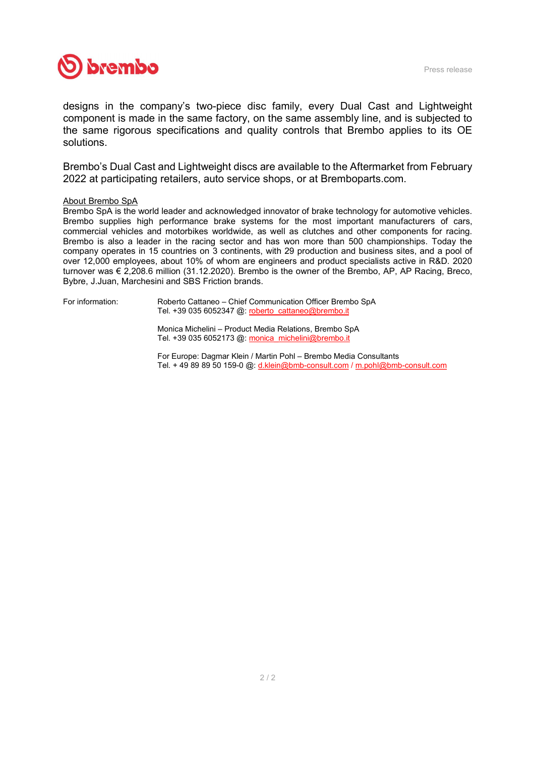designs in the company's two-piece disc family, every Dual Cast and Lightweight component is made in the same factory, on the same assembly line, and is subjected to the same rigorous specifications and quality controls that Brembo applies to its OE solutions.

Brembo's Dual Cast and Lightweight discs are available to the Aftermarket from February 2022 at participating retailers, auto service shops, or at Bremboparts.com.

About Brembo SpA

Brembo SpA is the world leader and acknowledged innovator of brake technology for automotive vehicles. Brembo supplies high performance brake systems for the most important manufacturers of cars, commercial vehicles and motorbikes worldwide, as well as clutches and other components for racing. Brembo is also a leader in the racing sector and has won more than 500 championships. Today the company operates in 15 countries on 3 continents, with 29 production and business sites, and a pool of over 12,000 employees, about 10% of whom are engineers and product specialists active in R&D. 2020 turnover was € 2,208.6 million (31.12.2020). Brembo is the owner of the Brembo, AP, AP Racing, Breco, Bybre, J.Juan, Marchesini and SBS Friction brands.

For information:

Roberto Cattaneo – Chief Communication Officer Brembo SpA
Tel. +39 035 6052347 @: roberto_cattaneo@brembo.it

Monica Michelini – Product Media Relations, Brembo SpA
Tel. +39 035 6052173 @: monica_michelini@brembo.it

For Europe: Dagmar Klein / Martin Pohl – Brembo Media Consultants
Tel. + 49 89 89 50 159-0 @: d.klein@bmb-consult.com / m.pohl@bmb-consult.com